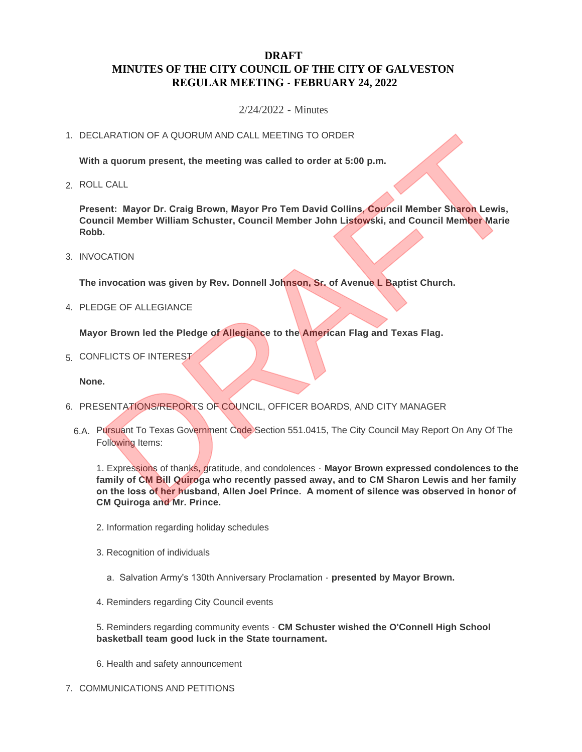# DRAFT
# MINUTES OF THE CITY COUNCIL OF THE CITY OF GALVESTON
# REGULAR MEETING - FEBRUARY 24, 2022

2/24/2022 - Minutes

1. DECLARATION OF A QUORUM AND CALL MEETING TO ORDER

   **With a quorum present, the meeting was called to order at 5:00 p.m.**

2. ROLL CALL

   **Present: Mayor Dr. Craig Brown, Mayor Pro Tem David Collins, Council Member Sharon Lewis, Council Member William Schuster, Council Member John Listowski, and Council Member Marie Robb.**

3. INVOCATION

   **The invocation was given by Rev. Donnell Johnson, Sr. of Avenue L Baptist Church.**

4. PLEDGE OF ALLEGIANCE

   **Mayor Brown led the Pledge of Allegiance to the American Flag and Texas Flag.**

5. CONFLICTS OF INTEREST

   **None.**

6. PRESENTATIONS/REPORTS OF COUNCIL, OFFICER BOARDS, AND CITY MANAGER

   6.A. Pursuant To Texas Government Code Section 551.0415, The City Council May Report On Any Of The Following Items:

   1. Expressions of thanks, gratitude, and condolences - **Mayor Brown expressed condolences to the family of CM Bill Quiroga who recently passed away, and to CM Sharon Lewis and her family on the loss of her husband, Allen Joel Prince. A moment of silence was observed in honor of CM Quiroga and Mr. Prince.**

   2. Information regarding holiday schedules

   3. Recognition of individuals

      a. Salvation Army's 130th Anniversary Proclamation - **presented by Mayor Brown.**

   4. Reminders regarding City Council events

   5. Reminders regarding community events - **CM Schuster wished the O'Connell High School basketball team good luck in the State tournament.**

   6. Health and safety announcement

7. COMMUNICATIONS AND PETITIONS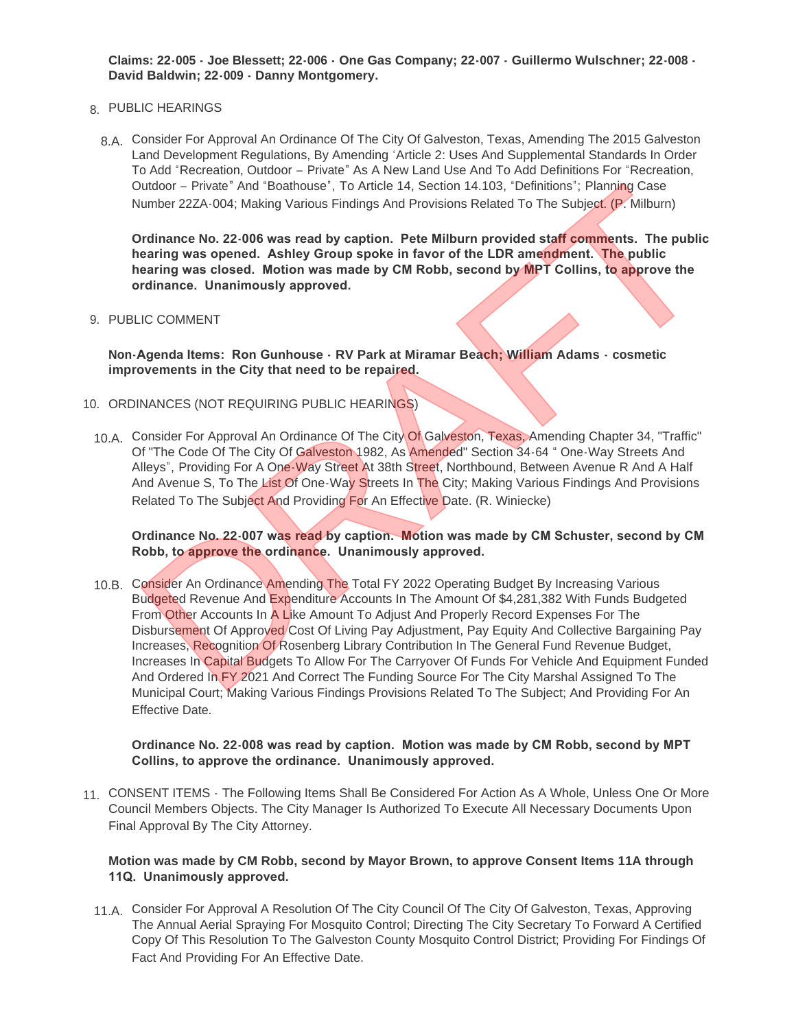**Claims: 22-005 - Joe Blessett; 22-006 - One Gas Company; 22-007 - Guillermo Wulschner; 22-008 - David Baldwin; 22-009 - Danny Montgomery.**

8. PUBLIC HEARINGS

8.A. Consider For Approval An Ordinance Of The City Of Galveston, Texas, Amending The 2015 Galveston Land Development Regulations, By Amending 'Article 2: Uses And Supplemental Standards In Order To Add "Recreation, Outdoor – Private" As A New Land Use And To Add Definitions For "Recreation, Outdoor – Private" And "Boathouse", To Article 14, Section 14.103, "Definitions"; Planning Case Number 22ZA-004; Making Various Findings And Provisions Related To The Subject. (P. Milburn)

**Ordinance No. 22-006 was read by caption. Pete Milburn provided staff comments. The public hearing was opened. Ashley Group spoke in favor of the LDR amendment. The public hearing was closed. Motion was made by CM Robb, second by MPT Collins, to approve the ordinance. Unanimously approved.**

9. PUBLIC COMMENT

**Non-Agenda Items: Ron Gunhouse - RV Park at Miramar Beach; William Adams - cosmetic improvements in the City that need to be repaired.**

10. ORDINANCES (NOT REQUIRING PUBLIC HEARINGS)

10.A. Consider For Approval An Ordinance Of The City Of Galveston, Texas, Amending Chapter 34, "Traffic" Of "The Code Of The City Of Galveston 1982, As Amended" Section 34-64 " One-Way Streets And Alleys", Providing For A One-Way Street At 38th Street, Northbound, Between Avenue R And A Half And Avenue S, To The List Of One-Way Streets In The City; Making Various Findings And Provisions Related To The Subject And Providing For An Effective Date. (R. Winiecke)

**Ordinance No. 22-007 was read by caption. Motion was made by CM Schuster, second by CM Robb, to approve the ordinance. Unanimously approved.**

10.B. Consider An Ordinance Amending The Total FY 2022 Operating Budget By Increasing Various Budgeted Revenue And Expenditure Accounts In The Amount Of $4,281,382 With Funds Budgeted From Other Accounts In A Like Amount To Adjust And Properly Record Expenses For The Disbursement Of Approved Cost Of Living Pay Adjustment, Pay Equity And Collective Bargaining Pay Increases, Recognition Of Rosenberg Library Contribution In The General Fund Revenue Budget, Increases In Capital Budgets To Allow For The Carryover Of Funds For Vehicle And Equipment Funded And Ordered In FY 2021 And Correct The Funding Source For The City Marshal Assigned To The Municipal Court; Making Various Findings Provisions Related To The Subject; And Providing For An Effective Date.

**Ordinance No. 22-008 was read by caption. Motion was made by CM Robb, second by MPT Collins, to approve the ordinance. Unanimously approved.**

11. CONSENT ITEMS - The Following Items Shall Be Considered For Action As A Whole, Unless One Or More Council Members Objects. The City Manager Is Authorized To Execute All Necessary Documents Upon Final Approval By The City Attorney.

**Motion was made by CM Robb, second by Mayor Brown, to approve Consent Items 11A through 11Q. Unanimously approved.**

11.A. Consider For Approval A Resolution Of The City Council Of The City Of Galveston, Texas, Approving The Annual Aerial Spraying For Mosquito Control; Directing The City Secretary To Forward A Certified Copy Of This Resolution To The Galveston County Mosquito Control District; Providing For Findings Of Fact And Providing For An Effective Date.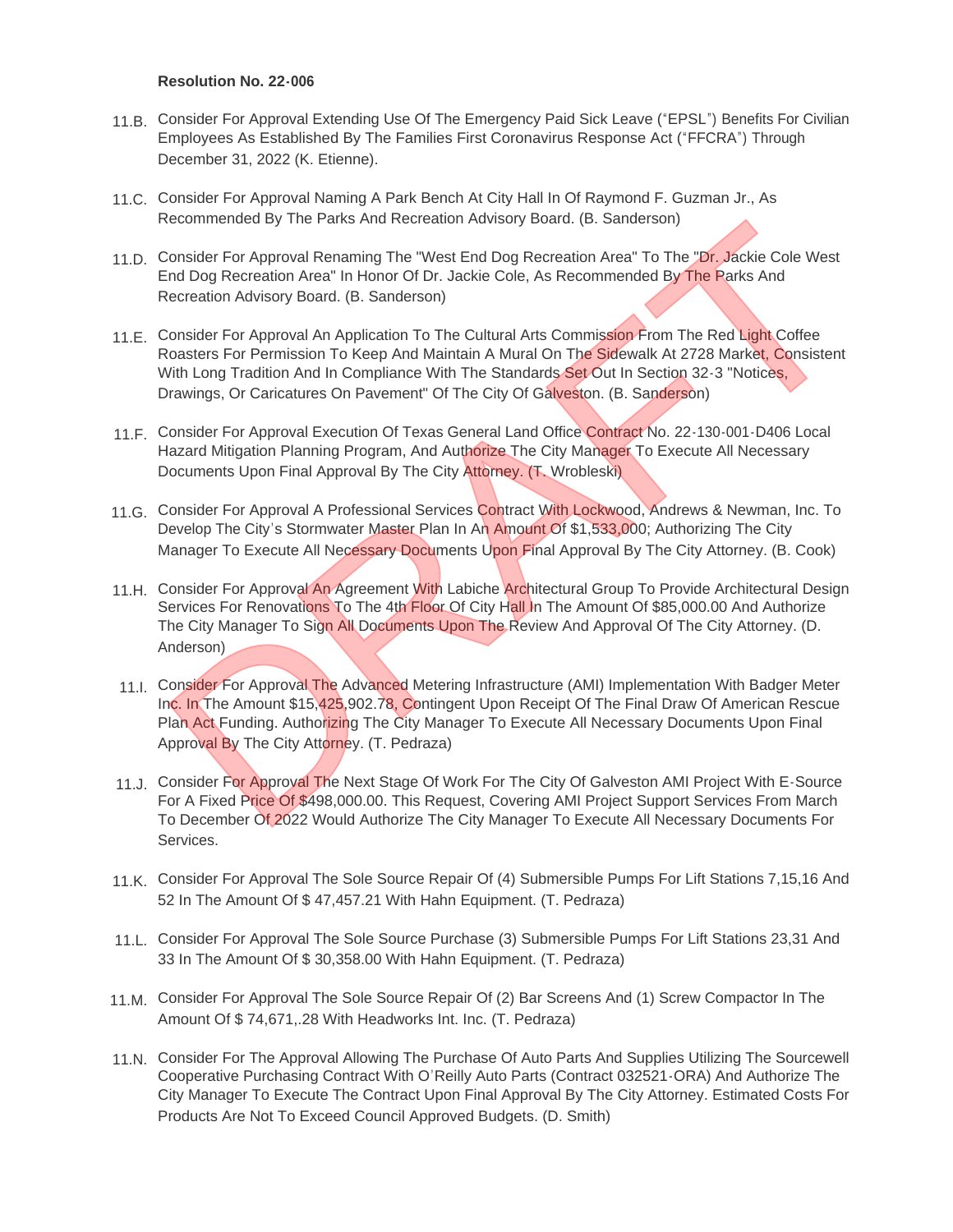**Resolution No. 22-006**

11.B. Consider For Approval Extending Use Of The Emergency Paid Sick Leave ("EPSL") Benefits For Civilian Employees As Established By The Families First Coronavirus Response Act ("FFCRA") Through December 31, 2022 (K. Etienne).

11.C. Consider For Approval Naming A Park Bench At City Hall In Of Raymond F. Guzman Jr., As Recommended By The Parks And Recreation Advisory Board. (B. Sanderson)

11.D. Consider For Approval Renaming The "West End Dog Recreation Area" To The "Dr. Jackie Cole West End Dog Recreation Area" In Honor Of Dr. Jackie Cole, As Recommended By The Parks And Recreation Advisory Board. (B. Sanderson)

11.E. Consider For Approval An Application To The Cultural Arts Commission From The Red Light Coffee Roasters For Permission To Keep And Maintain A Mural On The Sidewalk At 2728 Market, Consistent With Long Tradition And In Compliance With The Standards Set Out In Section 32-3 "Notices, Drawings, Or Caricatures On Pavement" Of The City Of Galveston. (B. Sanderson)

11.F. Consider For Approval Execution Of Texas General Land Office Contract No. 22-130-001-D406 Local Hazard Mitigation Planning Program, And Authorize The City Manager To Execute All Necessary Documents Upon Final Approval By The City Attorney. (T. Wrobleski)

11.G. Consider For Approval A Professional Services Contract With Lockwood, Andrews & Newman, Inc. To Develop The City's Stormwater Master Plan In An Amount Of $1,533,000; Authorizing The City Manager To Execute All Necessary Documents Upon Final Approval By The City Attorney. (B. Cook)

11.H. Consider For Approval An Agreement With Labiche Architectural Group To Provide Architectural Design Services For Renovations To The 4th Floor Of City Hall In The Amount Of $85,000.00 And Authorize The City Manager To Sign All Documents Upon The Review And Approval Of The City Attorney. (D. Anderson)

11.I. Consider For Approval The Advanced Metering Infrastructure (AMI) Implementation With Badger Meter Inc. In The Amount $15,425,902.78, Contingent Upon Receipt Of The Final Draw Of American Rescue Plan Act Funding. Authorizing The City Manager To Execute All Necessary Documents Upon Final Approval By The City Attorney. (T. Pedraza)

11.J. Consider For Approval The Next Stage Of Work For The City Of Galveston AMI Project With E-Source For A Fixed Price Of $498,000.00. This Request, Covering AMI Project Support Services From March To December Of 2022 Would Authorize The City Manager To Execute All Necessary Documents For Services.

11.K. Consider For Approval The Sole Source Repair Of (4) Submersible Pumps For Lift Stations 7,15,16 And 52 In The Amount Of $ 47,457.21 With Hahn Equipment. (T. Pedraza)

11.L. Consider For Approval The Sole Source Purchase (3) Submersible Pumps For Lift Stations 23,31 And 33 In The Amount Of $ 30,358.00 With Hahn Equipment. (T. Pedraza)

11.M. Consider For Approval The Sole Source Repair Of (2) Bar Screens And (1) Screw Compactor In The Amount Of $ 74,671,.28 With Headworks Int. Inc. (T. Pedraza)

11.N. Consider For The Approval Allowing The Purchase Of Auto Parts And Supplies Utilizing The Sourcewell Cooperative Purchasing Contract With O'Reilly Auto Parts (Contract 032521-ORA) And Authorize The City Manager To Execute The Contract Upon Final Approval By The City Attorney. Estimated Costs For Products Are Not To Exceed Council Approved Budgets. (D. Smith)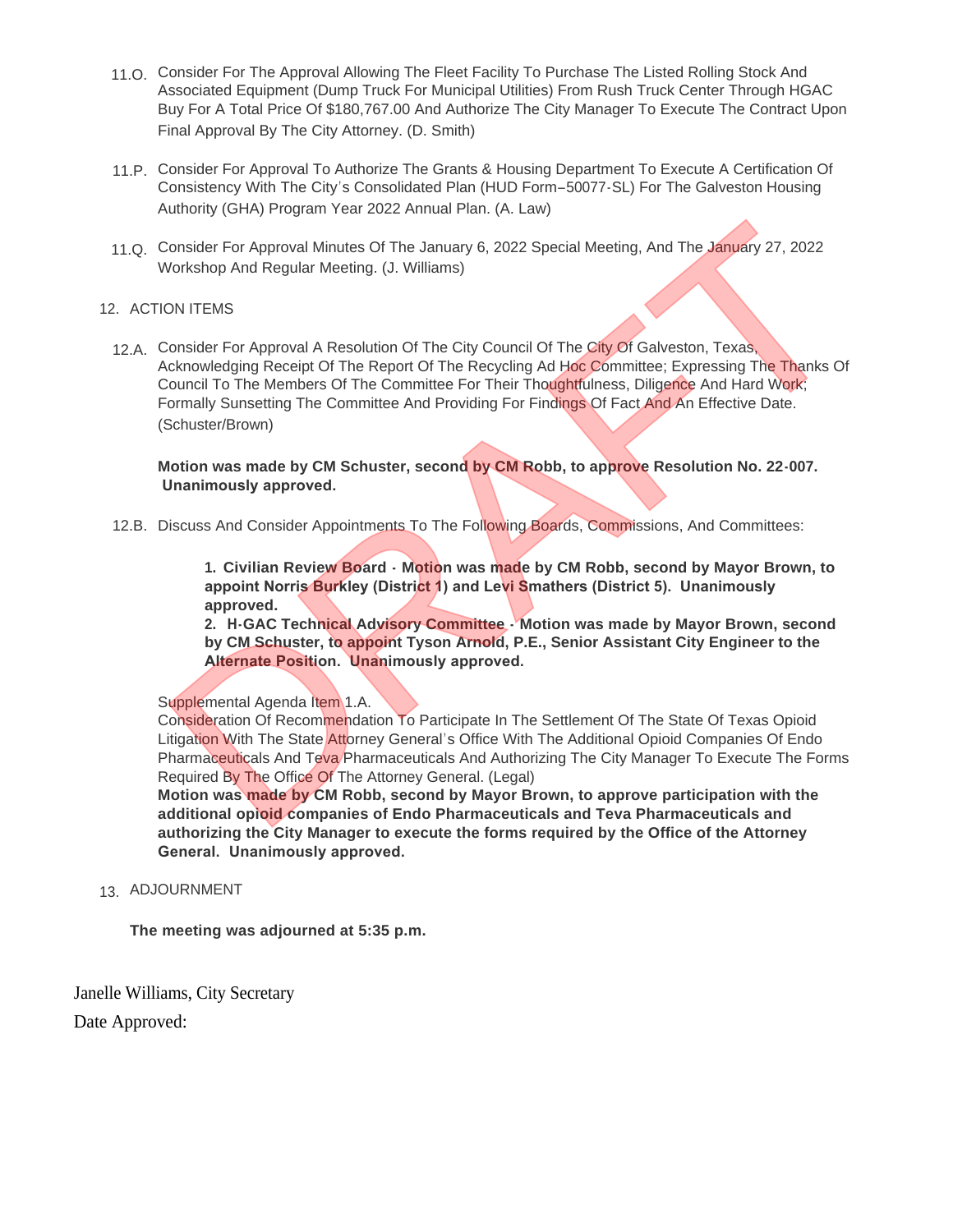11.O. Consider For The Approval Allowing The Fleet Facility To Purchase The Listed Rolling Stock And Associated Equipment (Dump Truck For Municipal Utilities) From Rush Truck Center Through HGAC Buy For A Total Price Of $180,767.00 And Authorize The City Manager To Execute The Contract Upon Final Approval By The City Attorney. (D. Smith)

11.P. Consider For Approval To Authorize The Grants & Housing Department To Execute A Certification Of Consistency With The City's Consolidated Plan (HUD Form–50077-SL) For The Galveston Housing Authority (GHA) Program Year 2022 Annual Plan. (A. Law)

11.Q. Consider For Approval Minutes Of The January 6, 2022 Special Meeting, And The January 27, 2022 Workshop And Regular Meeting. (J. Williams)

12. ACTION ITEMS

12.A. Consider For Approval A Resolution Of The City Council Of The City Of Galveston, Texas, Acknowledging Receipt Of The Report Of The Recycling Ad Hoc Committee; Expressing The Thanks Of Council To The Members Of The Committee For Their Thoughtfulness, Diligence And Hard Work; Formally Sunsetting The Committee And Providing For Findings Of Fact And An Effective Date. (Schuster/Brown)

**Motion was made by CM Schuster, second by CM Robb, to approve Resolution No. 22-007. Unanimously approved.**

12.B. Discuss And Consider Appointments To The Following Boards, Commissions, And Committees:

**1. Civilian Review Board - Motion was made by CM Robb, second by Mayor Brown, to appoint Norris Burkley (District 1) and Levi Smathers (District 5). Unanimously approved.**
**2. H-GAC Technical Advisory Committee - Motion was made by Mayor Brown, second by CM Schuster, to appoint Tyson Arnold, P.E., Senior Assistant City Engineer to the Alternate Position. Unanimously approved.**

Supplemental Agenda Item 1.A.
Consideration Of Recommendation To Participate In The Settlement Of The State Of Texas Opioid Litigation With The State Attorney General's Office With The Additional Opioid Companies Of Endo Pharmaceuticals And Teva Pharmaceuticals And Authorizing The City Manager To Execute The Forms Required By The Office Of The Attorney General. (Legal)
**Motion was made by CM Robb, second by Mayor Brown, to approve participation with the additional opioid companies of Endo Pharmaceuticals and Teva Pharmaceuticals and authorizing the City Manager to execute the forms required by the Office of the Attorney General. Unanimously approved.**

13. ADJOURNMENT

**The meeting was adjourned at 5:35 p.m.**

Janelle Williams, City Secretary
Date Approved: